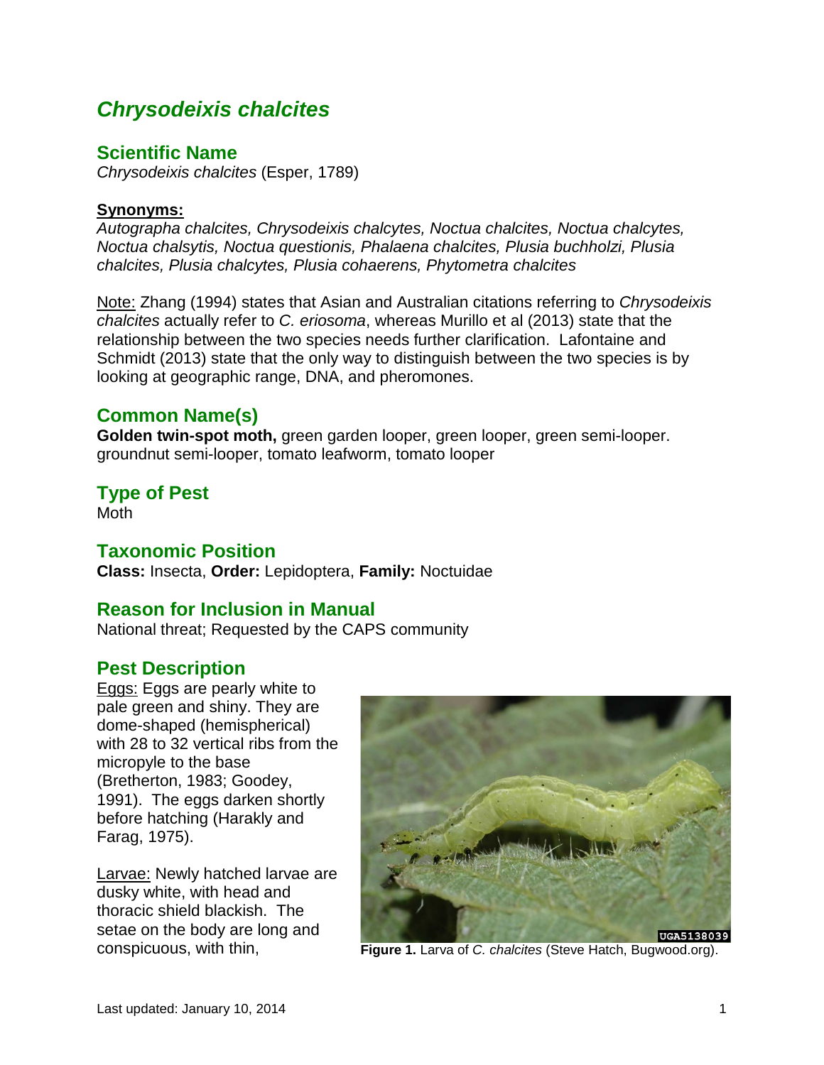# *Chrysodeixis chalcites*

## Scientific Name

*Chrysodeixis chalcites* (Esper, 1789)

**Synonyms:**

*Autographa chalcites, Chrysodeixis chalcytes, Noctua chalcites, Noctua chalcytes, Noctua chalsytis, Noctua questionis, Phalaena chalcites, Plusia buchholzi, Plusia chalcites, Plusia chalcytes, Plusia cohaerens, Phytometra chalcites*

Note: Zhang (1994) states that Asian and Australian citations referring to *Chrysodeixis chalcites* actually refer to *C. eriosoma*, whereas Murillo et al (2013) state that the relationship between the two species needs further clarification. Lafontaine and Schmidt (2013) state that the only way to distinguish between the two species is by looking at geographic range, DNA, and pheromones.

## Common Name(s)

**Golden twin-spot moth,** green garden looper, green looper, green semi-looper. groundnut semi-looper, tomato leafworm, tomato looper

## Type of Pest

Moth

## Taxonomic Position

**Class:** Insecta, **Order:** Lepidoptera, **Family:** Noctuidae

## Reason for Inclusion in Manual

National threat; Requested by the CAPS community

## Pest Description

Eggs: Eggs are pearly white to pale green and shiny. They are dome-shaped (hemispherical) with 28 to 32 vertical ribs from the micropyle to the base (Bretherton, 1983; Goodey, 1991). The eggs darken shortly before hatching (Harakly and Farag, 1975).

Larvae: Newly hatched larvae are dusky white, with head and thoracic shield blackish. The setae on the body are long and conspicuous, with thin,

**Figure 1.** Larva of *C. chalcites* (Steve Hatch, Bugwood.org).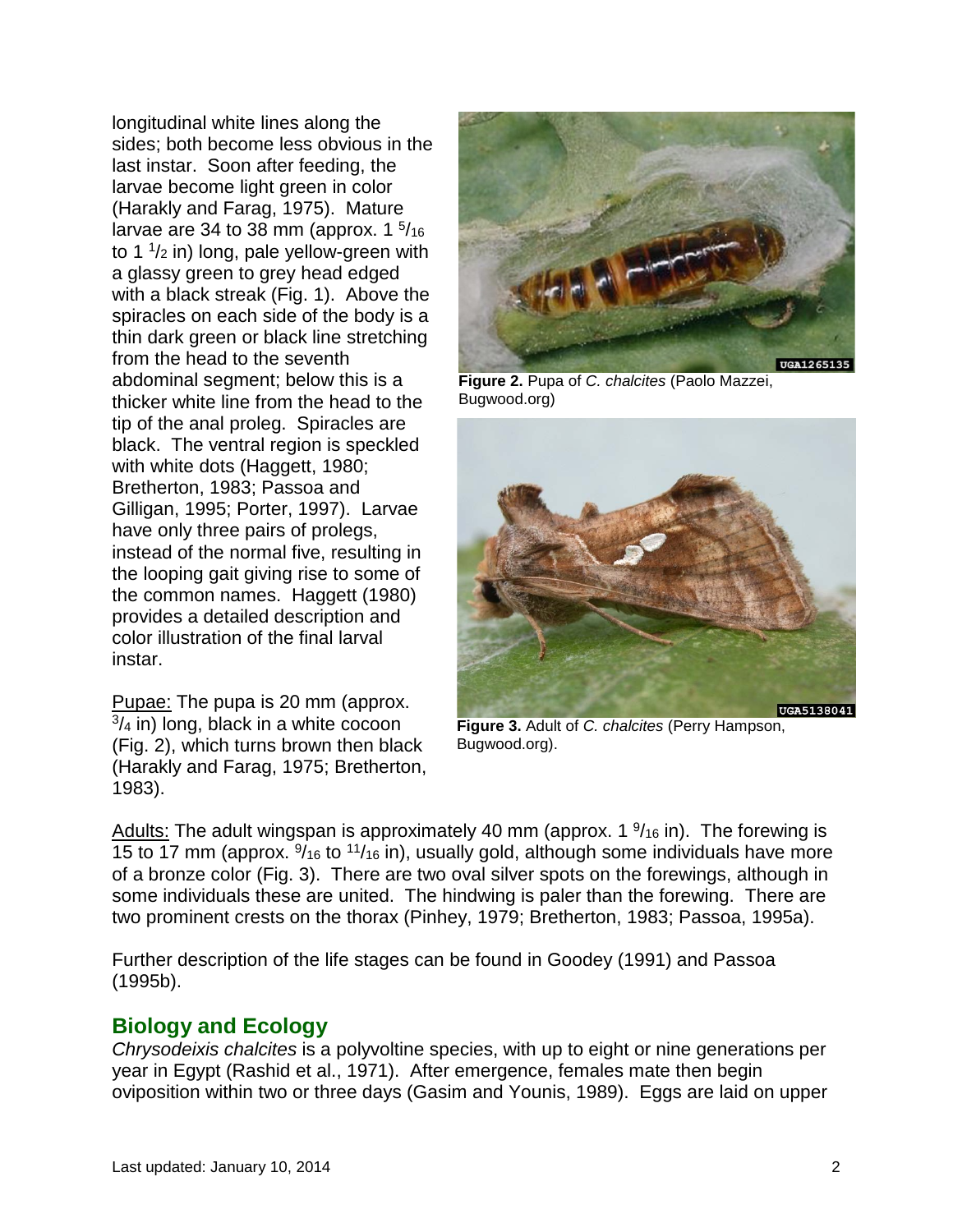longitudinal white lines along the sides; both become less obvious in the last instar. Soon after feeding, the larvae become light green in color (Harakly and Farag, 1975). Mature larvae are 34 to 38 mm (approx. 1 $^{5}/_{16}$ to 1 $^{1}/_{2}$ in) long, pale yellow-green with a glassy green to grey head edged with a black streak (Fig. 1). Above the spiracles on each side of the body is a thin dark green or black line stretching from the head to the seventh abdominal segment; below this is a thicker white line from the head to the tip of the anal proleg. Spiracles are black. The ventral region is speckled with white dots (Haggett, 1980; Bretherton, 1983; Passoa and Gilligan, 1995; Porter, 1997). Larvae have only three pairs of prolegs, instead of the normal five, resulting in the looping gait giving rise to some of the common names. Haggett (1980) provides a detailed description and color illustration of the final larval instar.

Pupae: The pupa is 20 mm (approx. $^{3}/_{4}$ in) long, black in a white cocoon (Fig. 2), which turns brown then black (Harakly and Farag, 1975; Bretherton, 1983).

**Figure 2.** Pupa of *C. chalcites* (Paolo Mazzei, Bugwood.org)

**Figure 3.** Adult of *C. chalcites* (Perry Hampson, Bugwood.org).

Adults: The adult wingspan is approximately 40 mm (approx. 1 $^{9}/_{16}$ in). The forewing is 15 to 17 mm (approx. $^{9}/_{16}$ to $^{11}/_{16}$ in), usually gold, although some individuals have more of a bronze color (Fig. 3). There are two oval silver spots on the forewings, although in some individuals these are united. The hindwing is paler than the forewing. There are two prominent crests on the thorax (Pinhey, 1979; Bretherton, 1983; Passoa, 1995a).

Further description of the life stages can be found in Goodey (1991) and Passoa (1995b).

## Biology and Ecology

*Chrysodeixis chalcites* is a polyvoltine species, with up to eight or nine generations per year in Egypt (Rashid et al., 1971). After emergence, females mate then begin oviposition within two or three days (Gasim and Younis, 1989). Eggs are laid on upper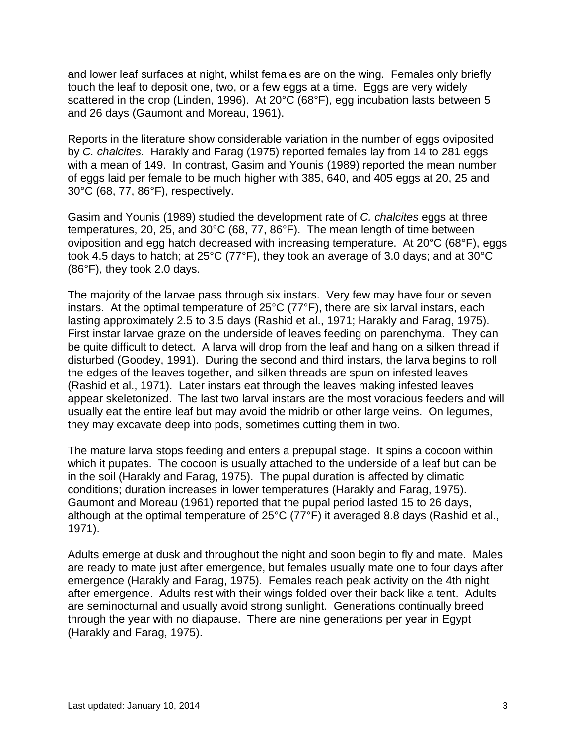and lower leaf surfaces at night, whilst females are on the wing. Females only briefly touch the leaf to deposit one, two, or a few eggs at a time. Eggs are very widely scattered in the crop (Linden, 1996). At 20°C (68°F), egg incubation lasts between 5 and 26 days (Gaumont and Moreau, 1961).

Reports in the literature show considerable variation in the number of eggs oviposited by *C. chalcites.* Harakly and Farag (1975) reported females lay from 14 to 281 eggs with a mean of 149. In contrast, Gasim and Younis (1989) reported the mean number of eggs laid per female to be much higher with 385, 640, and 405 eggs at 20, 25 and 30°C (68, 77, 86°F), respectively.

Gasim and Younis (1989) studied the development rate of *C. chalcites* eggs at three temperatures, 20, 25, and 30°C (68, 77, 86°F). The mean length of time between oviposition and egg hatch decreased with increasing temperature. At 20°C (68°F), eggs took 4.5 days to hatch; at 25°C (77°F), they took an average of 3.0 days; and at 30°C (86°F), they took 2.0 days.

The majority of the larvae pass through six instars. Very few may have four or seven instars. At the optimal temperature of 25°C (77°F), there are six larval instars, each lasting approximately 2.5 to 3.5 days (Rashid et al., 1971; Harakly and Farag, 1975). First instar larvae graze on the underside of leaves feeding on parenchyma. They can be quite difficult to detect. A larva will drop from the leaf and hang on a silken thread if disturbed (Goodey, 1991). During the second and third instars, the larva begins to roll the edges of the leaves together, and silken threads are spun on infested leaves (Rashid et al., 1971). Later instars eat through the leaves making infested leaves appear skeletonized. The last two larval instars are the most voracious feeders and will usually eat the entire leaf but may avoid the midrib or other large veins. On legumes, they may excavate deep into pods, sometimes cutting them in two.

The mature larva stops feeding and enters a prepupal stage. It spins a cocoon within which it pupates. The cocoon is usually attached to the underside of a leaf but can be in the soil (Harakly and Farag, 1975). The pupal duration is affected by climatic conditions; duration increases in lower temperatures (Harakly and Farag, 1975). Gaumont and Moreau (1961) reported that the pupal period lasted 15 to 26 days, although at the optimal temperature of 25°C (77°F) it averaged 8.8 days (Rashid et al., 1971).

Adults emerge at dusk and throughout the night and soon begin to fly and mate. Males are ready to mate just after emergence, but females usually mate one to four days after emergence (Harakly and Farag, 1975). Females reach peak activity on the 4th night after emergence. Adults rest with their wings folded over their back like a tent. Adults are seminocturnal and usually avoid strong sunlight. Generations continually breed through the year with no diapause. There are nine generations per year in Egypt (Harakly and Farag, 1975).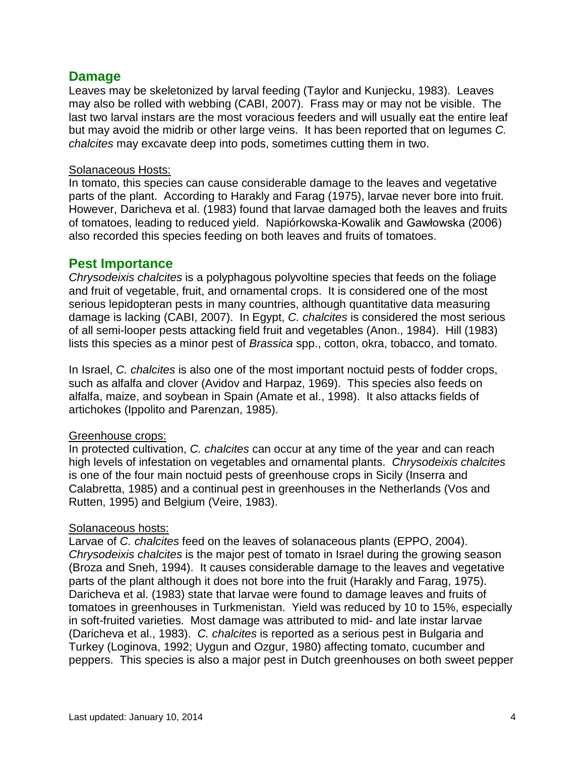## Damage

Leaves may be skeletonized by larval feeding (Taylor and Kunjecku, 1983). Leaves may also be rolled with webbing (CABI, 2007). Frass may or may not be visible. The last two larval instars are the most voracious feeders and will usually eat the entire leaf but may avoid the midrib or other large veins. It has been reported that on legumes *C. chalcites* may excavate deep into pods, sometimes cutting them in two.

<u>Solanaceous Hosts:</u>
In tomato, this species can cause considerable damage to the leaves and vegetative parts of the plant. According to Harakly and Farag (1975), larvae never bore into fruit. However, Daricheva et al. (1983) found that larvae damaged both the leaves and fruits of tomatoes, leading to reduced yield. Napiórkowska-Kowalik and Gawłowska (2006) also recorded this species feeding on both leaves and fruits of tomatoes.

## Pest Importance

*Chrysodeixis chalcites* is a polyphagous polyvoltine species that feeds on the foliage and fruit of vegetable, fruit, and ornamental crops. It is considered one of the most serious lepidopteran pests in many countries, although quantitative data measuring damage is lacking (CABI, 2007). In Egypt, *C. chalcites* is considered the most serious of all semi-looper pests attacking field fruit and vegetables (Anon., 1984). Hill (1983) lists this species as a minor pest of *Brassica* spp., cotton, okra, tobacco, and tomato.

In Israel, *C. chalcites* is also one of the most important noctuid pests of fodder crops, such as alfalfa and clover (Avidov and Harpaz, 1969). This species also feeds on alfalfa, maize, and soybean in Spain (Amate et al., 1998). It also attacks fields of artichokes (Ippolito and Parenzan, 1985).

<u>Greenhouse crops:</u>
In protected cultivation, *C. chalcites* can occur at any time of the year and can reach high levels of infestation on vegetables and ornamental plants. *Chrysodeixis chalcites* is one of the four main noctuid pests of greenhouse crops in Sicily (Inserra and Calabretta, 1985) and a continual pest in greenhouses in the Netherlands (Vos and Rutten, 1995) and Belgium (Veire, 1983).

<u>Solanaceous hosts:</u>
Larvae of *C. chalcites* feed on the leaves of solanaceous plants (EPPO, 2004). *Chrysodeixis chalcites* is the major pest of tomato in Israel during the growing season (Broza and Sneh, 1994). It causes considerable damage to the leaves and vegetative parts of the plant although it does not bore into the fruit (Harakly and Farag, 1975). Daricheva et al. (1983) state that larvae were found to damage leaves and fruits of tomatoes in greenhouses in Turkmenistan. Yield was reduced by 10 to 15%, especially in soft-fruited varieties. Most damage was attributed to mid- and late instar larvae (Daricheva et al., 1983). *C. chalcites* is reported as a serious pest in Bulgaria and Turkey (Loginova, 1992; Uygun and Ozgur, 1980) affecting tomato, cucumber and peppers. This species is also a major pest in Dutch greenhouses on both sweet pepper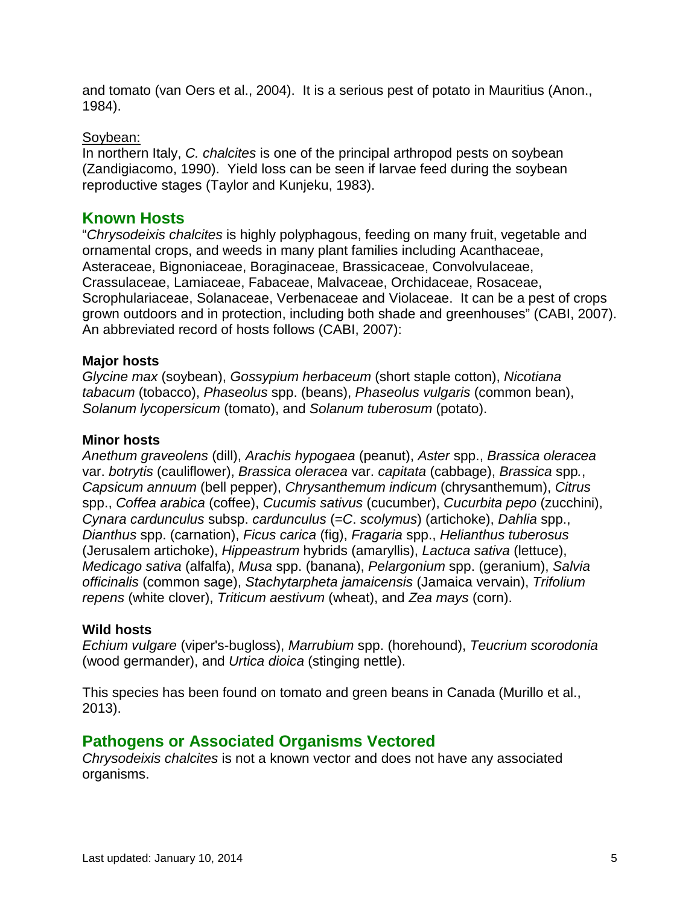and tomato (van Oers et al., 2004). It is a serious pest of potato in Mauritius (Anon., 1984).

Soybean:
In northern Italy, *C. chalcites* is one of the principal arthropod pests on soybean (Zandigiacomo, 1990). Yield loss can be seen if larvae feed during the soybean reproductive stages (Taylor and Kunjeku, 1983).

## Known Hosts

"*Chrysodeixis chalcites* is highly polyphagous, feeding on many fruit, vegetable and ornamental crops, and weeds in many plant families including Acanthaceae, Asteraceae, Bignoniaceae, Boraginaceae, Brassicaceae, Convolvulaceae, Crassulaceae, Lamiaceae, Fabaceae, Malvaceae, Orchidaceae, Rosaceae, Scrophulariaceae, Solanaceae, Verbenaceae and Violaceae. It can be a pest of crops grown outdoors and in protection, including both shade and greenhouses" (CABI, 2007). An abbreviated record of hosts follows (CABI, 2007):

**Major hosts**
*Glycine max* (soybean), *Gossypium herbaceum* (short staple cotton), *Nicotiana tabacum* (tobacco), *Phaseolus* spp. (beans), *Phaseolus vulgaris* (common bean), *Solanum lycopersicum* (tomato), and *Solanum tuberosum* (potato).

**Minor hosts**
*Anethum graveolens* (dill), *Arachis hypogaea* (peanut), *Aster* spp., *Brassica oleracea* var. *botrytis* (cauliflower), *Brassica oleracea* var. *capitata* (cabbage), *Brassica* spp., *Capsicum annuum* (bell pepper), *Chrysanthemum indicum* (chrysanthemum), *Citrus* spp., *Coffea arabica* (coffee), *Cucumis sativus* (cucumber), *Cucurbita pepo* (zucchini), *Cynara cardunculus* subsp. *cardunculus* (=*C*. *scolymus*) (artichoke), *Dahlia* spp., *Dianthus* spp. (carnation), *Ficus carica* (fig), *Fragaria* spp., *Helianthus tuberosus* (Jerusalem artichoke), *Hippeastrum* hybrids (amaryllis), *Lactuca sativa* (lettuce), *Medicago sativa* (alfalfa), *Musa* spp. (banana), *Pelargonium* spp. (geranium), *Salvia officinalis* (common sage), *Stachytarpheta jamaicensis* (Jamaica vervain), *Trifolium repens* (white clover), *Triticum aestivum* (wheat), and *Zea mays* (corn).

**Wild hosts**
*Echium vulgare* (viper's-bugloss), *Marrubium* spp. (horehound), *Teucrium scorodonia* (wood germander), and *Urtica dioica* (stinging nettle).

This species has been found on tomato and green beans in Canada (Murillo et al., 2013).

## Pathogens or Associated Organisms Vectored

*Chrysodeixis chalcites* is not a known vector and does not have any associated organisms.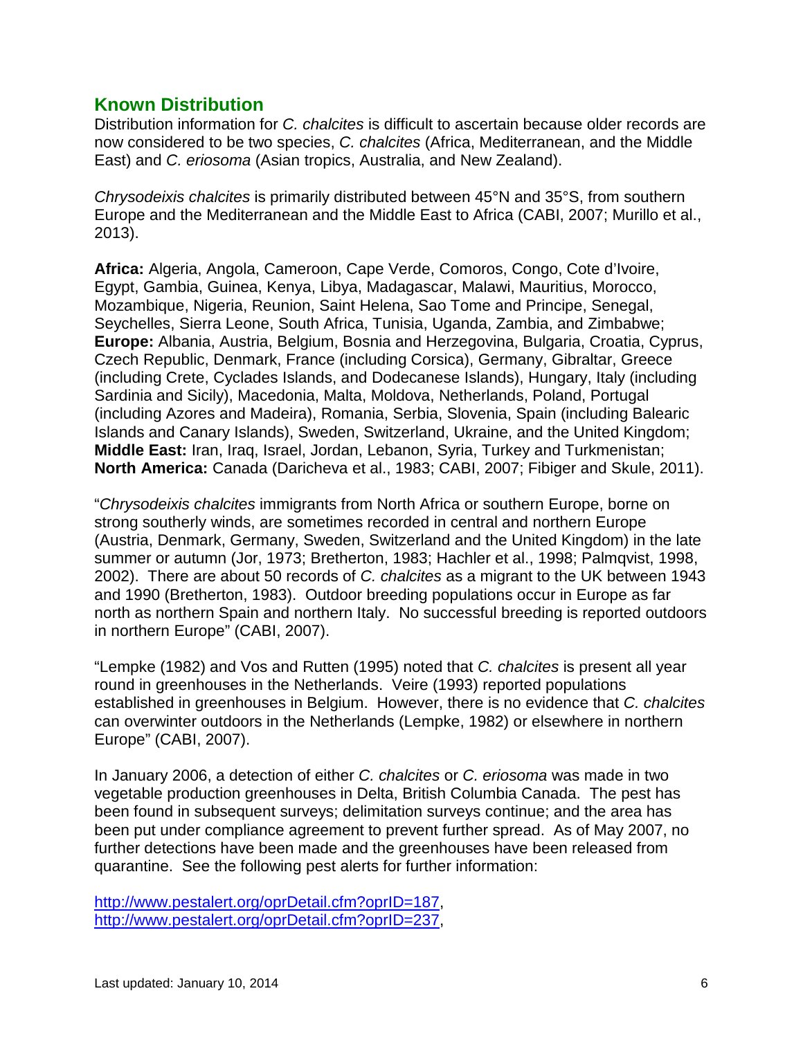## Known Distribution

Distribution information for *C. chalcites* is difficult to ascertain because older records are now considered to be two species, *C. chalcites* (Africa, Mediterranean, and the Middle East) and *C. eriosoma* (Asian tropics, Australia, and New Zealand).

*Chrysodeixis chalcites* is primarily distributed between 45°N and 35°S, from southern Europe and the Mediterranean and the Middle East to Africa (CABI, 2007; Murillo et al., 2013).

**Africa:** Algeria, Angola, Cameroon, Cape Verde, Comoros, Congo, Cote d'Ivoire, Egypt, Gambia, Guinea, Kenya, Libya, Madagascar, Malawi, Mauritius, Morocco, Mozambique, Nigeria, Reunion, Saint Helena, Sao Tome and Principe, Senegal, Seychelles, Sierra Leone, South Africa, Tunisia, Uganda, Zambia, and Zimbabwe; **Europe:** Albania, Austria, Belgium, Bosnia and Herzegovina, Bulgaria, Croatia, Cyprus, Czech Republic, Denmark, France (including Corsica), Germany, Gibraltar, Greece (including Crete, Cyclades Islands, and Dodecanese Islands), Hungary, Italy (including Sardinia and Sicily), Macedonia, Malta, Moldova, Netherlands, Poland, Portugal (including Azores and Madeira), Romania, Serbia, Slovenia, Spain (including Balearic Islands and Canary Islands), Sweden, Switzerland, Ukraine, and the United Kingdom; **Middle East:** Iran, Iraq, Israel, Jordan, Lebanon, Syria, Turkey and Turkmenistan; **North America:** Canada (Daricheva et al., 1983; CABI, 2007; Fibiger and Skule, 2011).

"*Chrysodeixis chalcites* immigrants from North Africa or southern Europe, borne on strong southerly winds, are sometimes recorded in central and northern Europe (Austria, Denmark, Germany, Sweden, Switzerland and the United Kingdom) in the late summer or autumn (Jor, 1973; Bretherton, 1983; Hachler et al., 1998; Palmqvist, 1998, 2002). There are about 50 records of *C. chalcites* as a migrant to the UK between 1943 and 1990 (Bretherton, 1983). Outdoor breeding populations occur in Europe as far north as northern Spain and northern Italy. No successful breeding is reported outdoors in northern Europe" (CABI, 2007).

"Lempke (1982) and Vos and Rutten (1995) noted that *C. chalcites* is present all year round in greenhouses in the Netherlands. Veire (1993) reported populations established in greenhouses in Belgium. However, there is no evidence that *C. chalcites* can overwinter outdoors in the Netherlands (Lempke, 1982) or elsewhere in northern Europe" (CABI, 2007).

In January 2006, a detection of either *C. chalcites* or *C. eriosoma* was made in two vegetable production greenhouses in Delta, British Columbia Canada. The pest has been found in subsequent surveys; delimitation surveys continue; and the area has been put under compliance agreement to prevent further spread. As of May 2007, no further detections have been made and the greenhouses have been released from quarantine. See the following pest alerts for further information:

http://www.pestalert.org/oprDetail.cfm?oprID=187,
http://www.pestalert.org/oprDetail.cfm?oprID=237,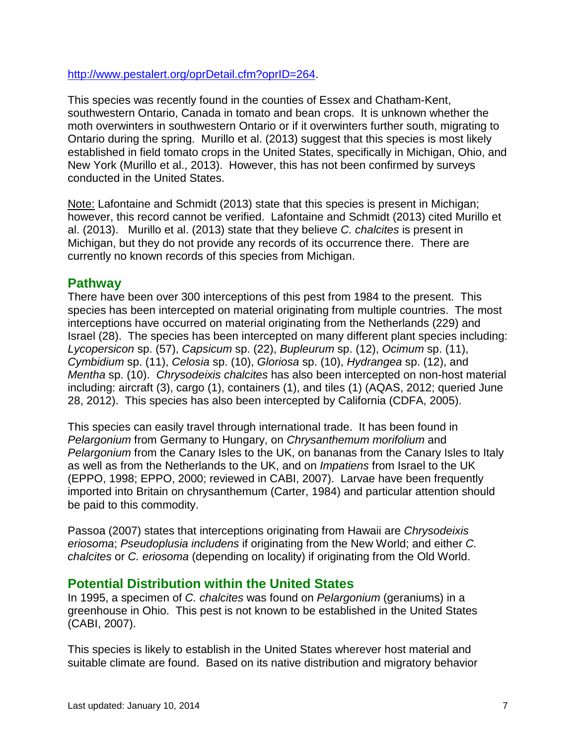http://www.pestalert.org/oprDetail.cfm?oprID=264.

This species was recently found in the counties of Essex and Chatham-Kent, southwestern Ontario, Canada in tomato and bean crops. It is unknown whether the moth overwinters in southwestern Ontario or if it overwinters further south, migrating to Ontario during the spring. Murillo et al. (2013) suggest that this species is most likely established in field tomato crops in the United States, specifically in Michigan, Ohio, and New York (Murillo et al., 2013). However, this has not been confirmed by surveys conducted in the United States.

Note: Lafontaine and Schmidt (2013) state that this species is present in Michigan; however, this record cannot be verified. Lafontaine and Schmidt (2013) cited Murillo et al. (2013). Murillo et al. (2013) state that they believe *C. chalcites* is present in Michigan, but they do not provide any records of its occurrence there. There are currently no known records of this species from Michigan.

## Pathway

There have been over 300 interceptions of this pest from 1984 to the present. This species has been intercepted on material originating from multiple countries. The most interceptions have occurred on material originating from the Netherlands (229) and Israel (28). The species has been intercepted on many different plant species including: *Lycopersicon* sp. (57), *Capsicum* sp. (22), *Bupleurum* sp. (12), *Ocimum* sp. (11), *Cymbidium* sp. (11), *Celosia* sp. (10), *Gloriosa* sp. (10), *Hydrangea* sp. (12), and *Mentha* sp. (10). *Chrysodeixis chalcites* has also been intercepted on non-host material including: aircraft (3), cargo (1), containers (1), and tiles (1) (AQAS, 2012; queried June 28, 2012). This species has also been intercepted by California (CDFA, 2005).

This species can easily travel through international trade. It has been found in *Pelargonium* from Germany to Hungary, on *Chrysanthemum morifolium* and *Pelargonium* from the Canary Isles to the UK, on bananas from the Canary Isles to Italy as well as from the Netherlands to the UK, and on *Impatiens* from Israel to the UK (EPPO, 1998; EPPO, 2000; reviewed in CABI, 2007). Larvae have been frequently imported into Britain on chrysanthemum (Carter, 1984) and particular attention should be paid to this commodity.

Passoa (2007) states that interceptions originating from Hawaii are *Chrysodeixis eriosoma*; *Pseudoplusia includens* if originating from the New World; and either *C. chalcites* or *C. eriosoma* (depending on locality) if originating from the Old World.

## Potential Distribution within the United States

In 1995, a specimen of *C. chalcites* was found on *Pelargonium* (geraniums) in a greenhouse in Ohio. This pest is not known to be established in the United States (CABI, 2007).

This species is likely to establish in the United States wherever host material and suitable climate are found. Based on its native distribution and migratory behavior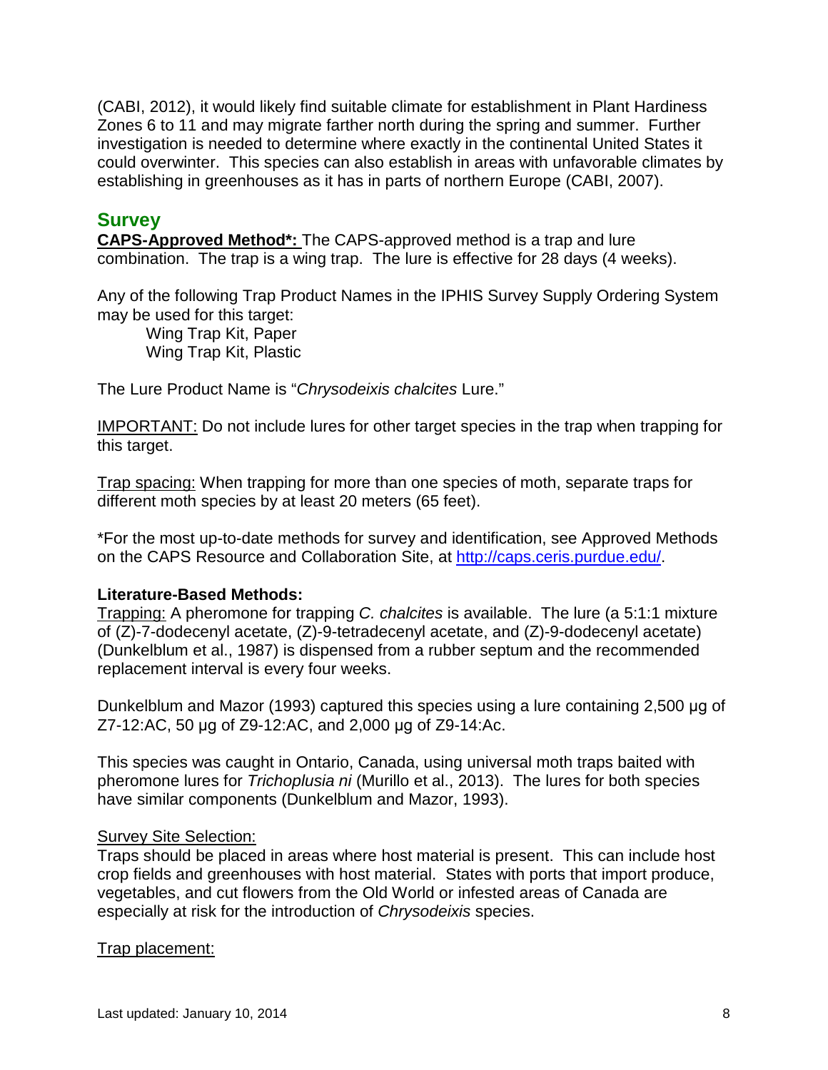(CABI, 2012), it would likely find suitable climate for establishment in Plant Hardiness Zones 6 to 11 and may migrate farther north during the spring and summer. Further investigation is needed to determine where exactly in the continental United States it could overwinter. This species can also establish in areas with unfavorable climates by establishing in greenhouses as it has in parts of northern Europe (CABI, 2007).

## Survey

**CAPS-Approved Method*:** The CAPS-approved method is a trap and lure combination. The trap is a wing trap. The lure is effective for 28 days (4 weeks).

Any of the following Trap Product Names in the IPHIS Survey Supply Ordering System may be used for this target:

Wing Trap Kit, Paper
Wing Trap Kit, Plastic

The Lure Product Name is "*Chrysodeixis chalcites* Lure."

IMPORTANT: Do not include lures for other target species in the trap when trapping for this target.

Trap spacing: When trapping for more than one species of moth, separate traps for different moth species by at least 20 meters (65 feet).

*For the most up-to-date methods for survey and identification, see Approved Methods on the CAPS Resource and Collaboration Site, at http://caps.ceris.purdue.edu/.

**Literature-Based Methods:**

Trapping: A pheromone for trapping *C. chalcites* is available. The lure (a 5:1:1 mixture of (Z)-7-dodecenyl acetate, (Z)-9-tetradecenyl acetate, and (Z)-9-dodecenyl acetate) (Dunkelblum et al., 1987) is dispensed from a rubber septum and the recommended replacement interval is every four weeks.

Dunkelblum and Mazor (1993) captured this species using a lure containing 2,500 µg of Z7-12:AC, 50 µg of Z9-12:AC, and 2,000 µg of Z9-14:Ac.

This species was caught in Ontario, Canada, using universal moth traps baited with pheromone lures for *Trichoplusia ni* (Murillo et al., 2013). The lures for both species have similar components (Dunkelblum and Mazor, 1993).

Survey Site Selection:

Traps should be placed in areas where host material is present. This can include host crop fields and greenhouses with host material. States with ports that import produce, vegetables, and cut flowers from the Old World or infested areas of Canada are especially at risk for the introduction of *Chrysodeixis* species.

Trap placement: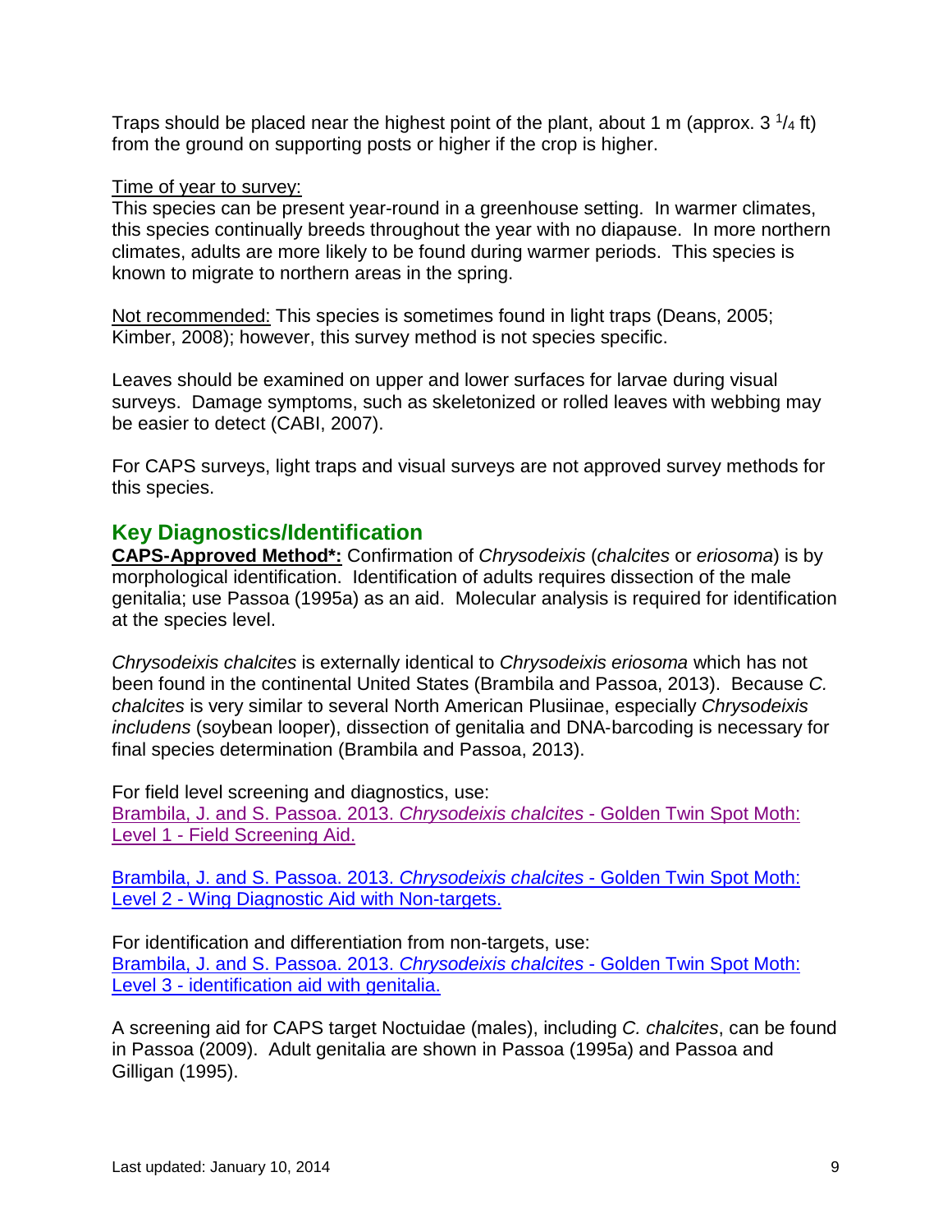Traps should be placed near the highest point of the plant, about 1 m (approx. 3 $^{1}/_{4}$ ft) from the ground on supporting posts or higher if the crop is higher.

Time of year to survey:
This species can be present year-round in a greenhouse setting. In warmer climates, this species continually breeds throughout the year with no diapause. In more northern climates, adults are more likely to be found during warmer periods. This species is known to migrate to northern areas in the spring.

Not recommended: This species is sometimes found in light traps (Deans, 2005; Kimber, 2008); however, this survey method is not species specific.

Leaves should be examined on upper and lower surfaces for larvae during visual surveys. Damage symptoms, such as skeletonized or rolled leaves with webbing may be easier to detect (CABI, 2007).

For CAPS surveys, light traps and visual surveys are not approved survey methods for this species.

## Key Diagnostics/Identification

**CAPS-Approved Method\*:** Confirmation of *Chrysodeixis* (*chalcites* or *eriosoma*) is by morphological identification. Identification of adults requires dissection of the male genitalia; use Passoa (1995a) as an aid. Molecular analysis is required for identification at the species level.

*Chrysodeixis chalcites* is externally identical to *Chrysodeixis eriosoma* which has not been found in the continental United States (Brambila and Passoa, 2013). Because *C. chalcites* is very similar to several North American Plusiinae, especially *Chrysodeixis includens* (soybean looper), dissection of genitalia and DNA-barcoding is necessary for final species determination (Brambila and Passoa, 2013).

For field level screening and diagnostics, use:
Brambila, J. and S. Passoa. 2013. *Chrysodeixis chalcites* - Golden Twin Spot Moth: Level 1 - Field Screening Aid.

Brambila, J. and S. Passoa. 2013. *Chrysodeixis chalcites* - Golden Twin Spot Moth: Level 2 - Wing Diagnostic Aid with Non-targets.

For identification and differentiation from non-targets, use:
Brambila, J. and S. Passoa. 2013. *Chrysodeixis chalcites* - Golden Twin Spot Moth: Level 3 - identification aid with genitalia.

A screening aid for CAPS target Noctuidae (males), including *C. chalcites*, can be found in Passoa (2009). Adult genitalia are shown in Passoa (1995a) and Passoa and Gilligan (1995).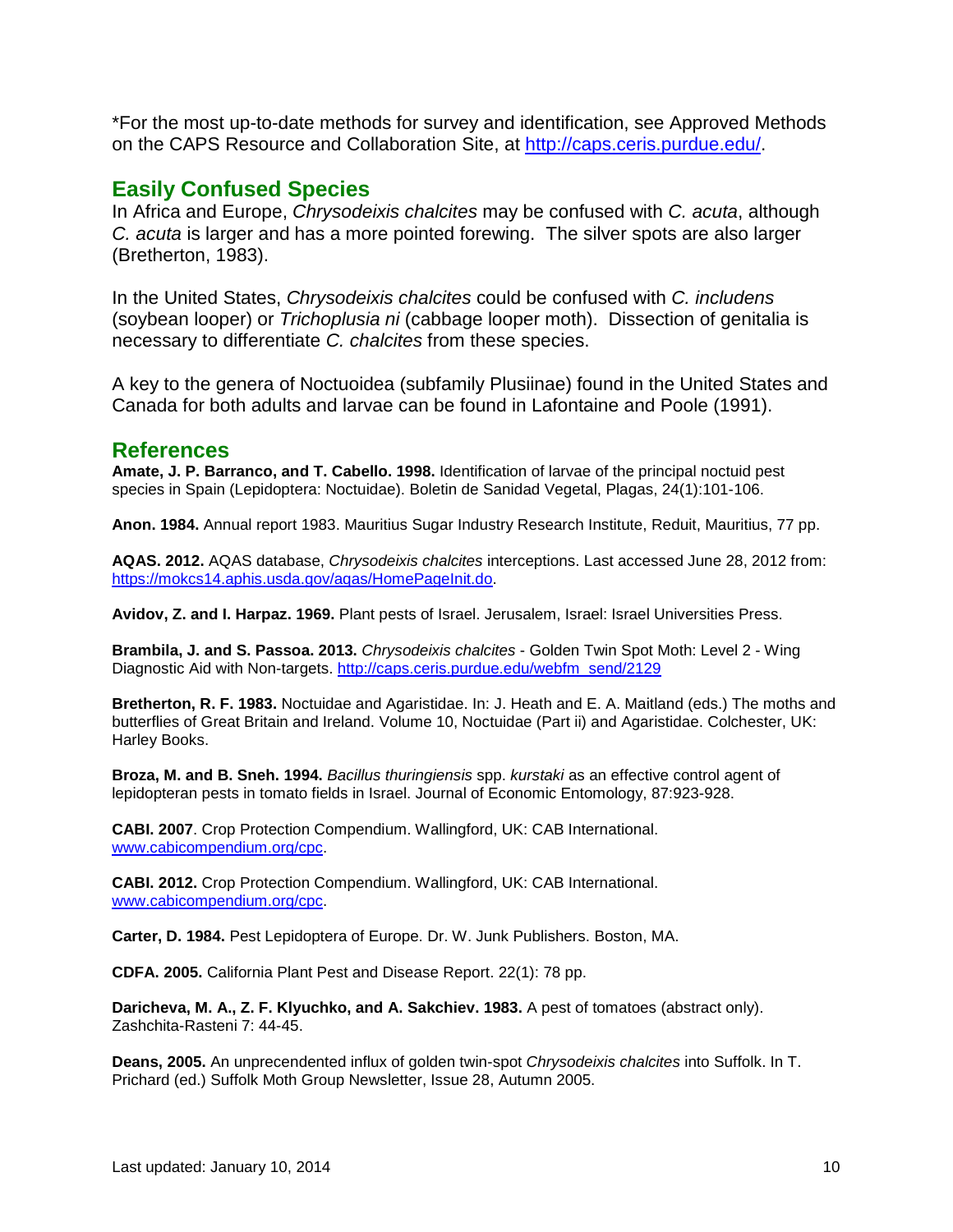*For the most up-to-date methods for survey and identification, see Approved Methods on the CAPS Resource and Collaboration Site, at http://caps.ceris.purdue.edu/.

## Easily Confused Species

In Africa and Europe, *Chrysodeixis chalcites* may be confused with *C. acuta*, although *C. acuta* is larger and has a more pointed forewing. The silver spots are also larger (Bretherton, 1983).

In the United States, *Chrysodeixis chalcites* could be confused with *C. includens* (soybean looper) or *Trichoplusia ni* (cabbage looper moth). Dissection of genitalia is necessary to differentiate *C. chalcites* from these species.

A key to the genera of Noctuoidea (subfamily Plusiinae) found in the United States and Canada for both adults and larvae can be found in Lafontaine and Poole (1991).

## References

**Amate, J. P. Barranco, and T. Cabello. 1998.** Identification of larvae of the principal noctuid pest species in Spain (Lepidoptera: Noctuidae). Boletin de Sanidad Vegetal, Plagas, 24(1):101-106.

**Anon. 1984.** Annual report 1983. Mauritius Sugar Industry Research Institute, Reduit, Mauritius, 77 pp.

**AQAS. 2012.** AQAS database, *Chrysodeixis chalcites* interceptions. Last accessed June 28, 2012 from: https://mokcs14.aphis.usda.gov/aqas/HomePageInit.do.

**Avidov, Z. and I. Harpaz. 1969.** Plant pests of Israel. Jerusalem, Israel: Israel Universities Press.

**Brambila, J. and S. Passoa. 2013.** *Chrysodeixis chalcites* - Golden Twin Spot Moth: Level 2 - Wing Diagnostic Aid with Non-targets. http://caps.ceris.purdue.edu/webfm_send/2129

**Bretherton, R. F. 1983.** Noctuidae and Agaristidae. In: J. Heath and E. A. Maitland (eds.) The moths and butterflies of Great Britain and Ireland. Volume 10, Noctuidae (Part ii) and Agaristidae. Colchester, UK: Harley Books.

**Broza, M. and B. Sneh. 1994.** *Bacillus thuringiensis* spp. *kurstaki* as an effective control agent of lepidopteran pests in tomato fields in Israel. Journal of Economic Entomology, 87:923-928.

**CABI. 2007**. Crop Protection Compendium. Wallingford, UK: CAB International. www.cabicompendium.org/cpc.

**CABI. 2012.** Crop Protection Compendium. Wallingford, UK: CAB International. www.cabicompendium.org/cpc.

**Carter, D. 1984.** Pest Lepidoptera of Europe. Dr. W. Junk Publishers. Boston, MA.

**CDFA. 2005.** California Plant Pest and Disease Report. 22(1): 78 pp.

**Daricheva, M. A., Z. F. Klyuchko, and A. Sakchiev. 1983.** A pest of tomatoes (abstract only). Zashchita-Rasteni 7: 44-45.

**Deans, 2005.** An unprecendented influx of golden twin-spot *Chrysodeixis chalcites* into Suffolk. In T. Prichard (ed.) Suffolk Moth Group Newsletter, Issue 28, Autumn 2005.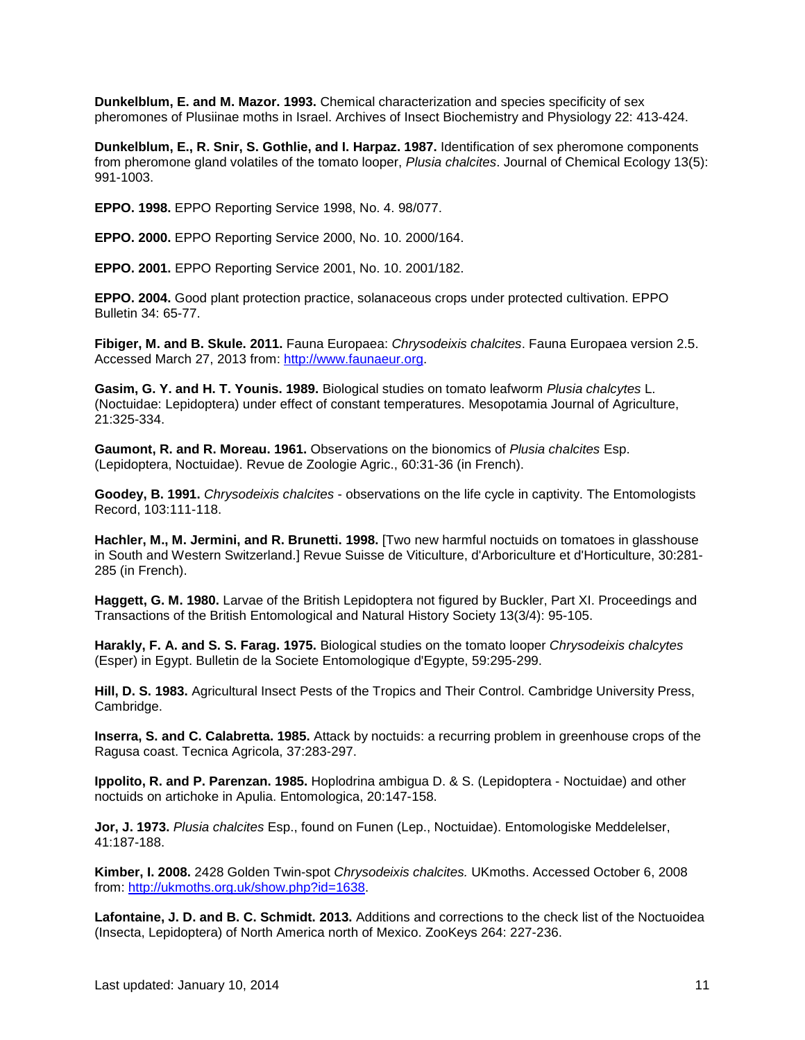**Dunkelblum, E. and M. Mazor. 1993.** Chemical characterization and species specificity of sex pheromones of Plusiinae moths in Israel. Archives of Insect Biochemistry and Physiology 22: 413-424.

**Dunkelblum, E., R. Snir, S. Gothlie, and I. Harpaz. 1987.** Identification of sex pheromone components from pheromone gland volatiles of the tomato looper, *Plusia chalcites*. Journal of Chemical Ecology 13(5): 991-1003.

**EPPO. 1998.** EPPO Reporting Service 1998, No. 4. 98/077.

**EPPO. 2000.** EPPO Reporting Service 2000, No. 10. 2000/164.

**EPPO. 2001.** EPPO Reporting Service 2001, No. 10. 2001/182.

**EPPO. 2004.** Good plant protection practice, solanaceous crops under protected cultivation. EPPO Bulletin 34: 65-77.

**Fibiger, M. and B. Skule. 2011.** Fauna Europaea: *Chrysodeixis chalcites*. Fauna Europaea version 2.5. Accessed March 27, 2013 from: http://www.faunaeur.org.

**Gasim, G. Y. and H. T. Younis. 1989.** Biological studies on tomato leafworm *Plusia chalcytes* L. (Noctuidae: Lepidoptera) under effect of constant temperatures. Mesopotamia Journal of Agriculture, 21:325-334.

**Gaumont, R. and R. Moreau. 1961.** Observations on the bionomics of *Plusia chalcites* Esp. (Lepidoptera, Noctuidae). Revue de Zoologie Agric., 60:31-36 (in French).

**Goodey, B. 1991.** *Chrysodeixis chalcites* - observations on the life cycle in captivity. The Entomologists Record, 103:111-118.

**Hachler, M., M. Jermini, and R. Brunetti. 1998.** [Two new harmful noctuids on tomatoes in glasshouse in South and Western Switzerland.] Revue Suisse de Viticulture, d'Arboriculture et d'Horticulture, 30:281-285 (in French).

**Haggett, G. M. 1980.** Larvae of the British Lepidoptera not figured by Buckler, Part XI. Proceedings and Transactions of the British Entomological and Natural History Society 13(3/4): 95-105.

**Harakly, F. A. and S. S. Farag. 1975.** Biological studies on the tomato looper *Chrysodeixis chalcytes* (Esper) in Egypt. Bulletin de la Societe Entomologique d'Egypte, 59:295-299.

**Hill, D. S. 1983.** Agricultural Insect Pests of the Tropics and Their Control. Cambridge University Press, Cambridge.

**Inserra, S. and C. Calabretta. 1985.** Attack by noctuids: a recurring problem in greenhouse crops of the Ragusa coast. Tecnica Agricola, 37:283-297.

**Ippolito, R. and P. Parenzan. 1985.** Hoplodrina ambigua D. & S. (Lepidoptera - Noctuidae) and other noctuids on artichoke in Apulia. Entomologica, 20:147-158.

**Jor, J. 1973.** *Plusia chalcites* Esp., found on Funen (Lep., Noctuidae). Entomologiske Meddelelser, 41:187-188.

**Kimber, I. 2008.** 2428 Golden Twin-spot *Chrysodeixis chalcites.* UKmoths. Accessed October 6, 2008 from: http://ukmoths.org.uk/show.php?id=1638.

**Lafontaine, J. D. and B. C. Schmidt. 2013.** Additions and corrections to the check list of the Noctuoidea (Insecta, Lepidoptera) of North America north of Mexico. ZooKeys 264: 227-236.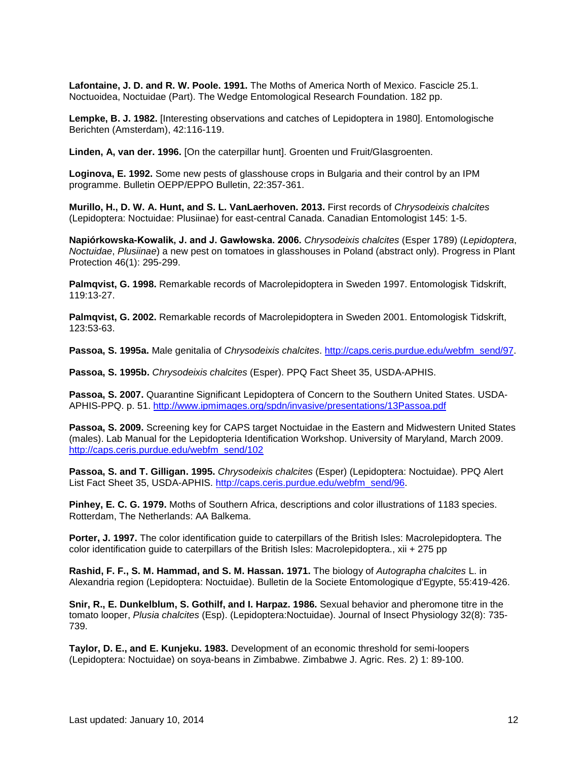**Lafontaine, J. D. and R. W. Poole. 1991.** The Moths of America North of Mexico. Fascicle 25.1. Noctuoidea, Noctuidae (Part). The Wedge Entomological Research Foundation. 182 pp.

**Lempke, B. J. 1982.** [Interesting observations and catches of Lepidoptera in 1980]. Entomologische Berichten (Amsterdam), 42:116-119.

**Linden, A, van der. 1996.** [On the caterpillar hunt]. Groenten und Fruit/Glasgroenten.

**Loginova, E. 1992.** Some new pests of glasshouse crops in Bulgaria and their control by an IPM programme. Bulletin OEPP/EPPO Bulletin, 22:357-361.

**Murillo, H., D. W. A. Hunt, and S. L. VanLaerhoven. 2013.** First records of *Chrysodeixis chalcites* (Lepidoptera: Noctuidae: Plusiinae) for east-central Canada. Canadian Entomologist 145: 1-5.

**Napiórkowska-Kowalik, J. and J. Gawłowska. 2006.** *Chrysodeixis chalcites* (Esper 1789) (*Lepidoptera*, *Noctuidae*, *Plusiinae*) a new pest on tomatoes in glasshouses in Poland (abstract only). Progress in Plant Protection 46(1): 295-299.

**Palmqvist, G. 1998.** Remarkable records of Macrolepidoptera in Sweden 1997. Entomologisk Tidskrift, 119:13-27.

**Palmqvist, G. 2002.** Remarkable records of Macrolepidoptera in Sweden 2001. Entomologisk Tidskrift, 123:53-63.

**Passoa, S. 1995a.** Male genitalia of *Chrysodeixis chalcites*. http://caps.ceris.purdue.edu/webfm_send/97.

**Passoa, S. 1995b.** *Chrysodeixis chalcites* (Esper). PPQ Fact Sheet 35, USDA-APHIS.

**Passoa, S. 2007.** Quarantine Significant Lepidoptera of Concern to the Southern United States. USDA-APHIS-PPQ. p. 51. http://www.ipmimages.org/spdn/invasive/presentations/13Passoa.pdf

**Passoa, S. 2009.** Screening key for CAPS target Noctuidae in the Eastern and Midwestern United States (males). Lab Manual for the Lepidopteria Identification Workshop. University of Maryland, March 2009. http://caps.ceris.purdue.edu/webfm_send/102

**Passoa, S. and T. Gilligan. 1995.** *Chrysodeixis chalcites* (Esper) (Lepidoptera: Noctuidae). PPQ Alert List Fact Sheet 35, USDA-APHIS. http://caps.ceris.purdue.edu/webfm_send/96.

**Pinhey, E. C. G. 1979.** Moths of Southern Africa, descriptions and color illustrations of 1183 species. Rotterdam, The Netherlands: AA Balkema.

**Porter, J. 1997.** The color identification guide to caterpillars of the British Isles: Macrolepidoptera. The color identification guide to caterpillars of the British Isles: Macrolepidoptera., xii + 275 pp

**Rashid, F. F., S. M. Hammad, and S. M. Hassan. 1971.** The biology of *Autographa chalcites* L. in Alexandria region (Lepidoptera: Noctuidae). Bulletin de la Societe Entomologique d'Egypte, 55:419-426.

**Snir, R., E. Dunkelblum, S. Gothilf, and I. Harpaz. 1986.** Sexual behavior and pheromone titre in the tomato looper, *Plusia chalcites* (Esp). (Lepidoptera:Noctuidae). Journal of Insect Physiology 32(8): 735-739.

**Taylor, D. E., and E. Kunjeku. 1983.** Development of an economic threshold for semi-loopers (Lepidoptera: Noctuidae) on soya-beans in Zimbabwe. Zimbabwe J. Agric. Res. 2) 1: 89-100.

Last updated: January 10, 2014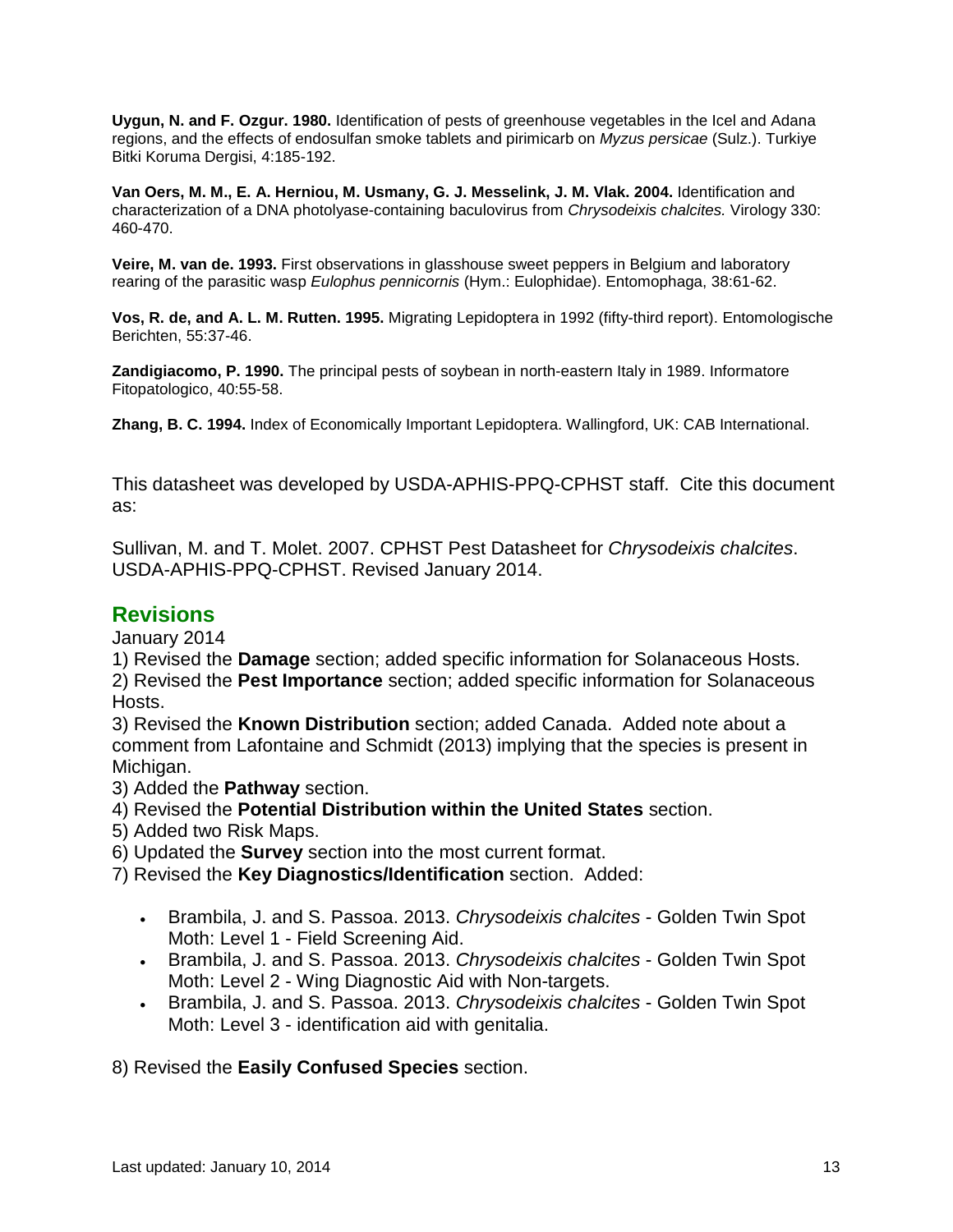**Uygun, N. and F. Ozgur. 1980.** Identification of pests of greenhouse vegetables in the Icel and Adana regions, and the effects of endosulfan smoke tablets and pirimicarb on *Myzus persicae* (Sulz.). Turkiye Bitki Koruma Dergisi, 4:185-192.

**Van Oers, M. M., E. A. Herniou, M. Usmany, G. J. Messelink, J. M. Vlak. 2004.** Identification and characterization of a DNA photolyase-containing baculovirus from *Chrysodeixis chalcites.* Virology 330: 460-470.

**Veire, M. van de. 1993.** First observations in glasshouse sweet peppers in Belgium and laboratory rearing of the parasitic wasp *Eulophus pennicornis* (Hym.: Eulophidae). Entomophaga, 38:61-62.

**Vos, R. de, and A. L. M. Rutten. 1995.** Migrating Lepidoptera in 1992 (fifty-third report). Entomologische Berichten, 55:37-46.

**Zandigiacomo, P. 1990.** The principal pests of soybean in north-eastern Italy in 1989. Informatore Fitopatologico, 40:55-58.

**Zhang, B. C. 1994.** Index of Economically Important Lepidoptera. Wallingford, UK: CAB International.

This datasheet was developed by USDA-APHIS-PPQ-CPHST staff. Cite this document as:

Sullivan, M. and T. Molet. 2007. CPHST Pest Datasheet for *Chrysodeixis chalcites*. USDA-APHIS-PPQ-CPHST. Revised January 2014.

## Revisions

January 2014

1) Revised the **Damage** section; added specific information for Solanaceous Hosts.

2) Revised the **Pest Importance** section; added specific information for Solanaceous Hosts.

3) Revised the **Known Distribution** section; added Canada. Added note about a comment from Lafontaine and Schmidt (2013) implying that the species is present in Michigan.

3) Added the **Pathway** section.

4) Revised the **Potential Distribution within the United States** section.

5) Added two Risk Maps.

6) Updated the **Survey** section into the most current format.

7) Revised the **Key Diagnostics/Identification** section. Added:

- Brambila, J. and S. Passoa. 2013. *Chrysodeixis chalcites* - Golden Twin Spot Moth: Level 1 - Field Screening Aid.
- Brambila, J. and S. Passoa. 2013. *Chrysodeixis chalcites* - Golden Twin Spot Moth: Level 2 - Wing Diagnostic Aid with Non-targets.
- Brambila, J. and S. Passoa. 2013. *Chrysodeixis chalcites* - Golden Twin Spot Moth: Level 3 - identification aid with genitalia.

8) Revised the **Easily Confused Species** section.